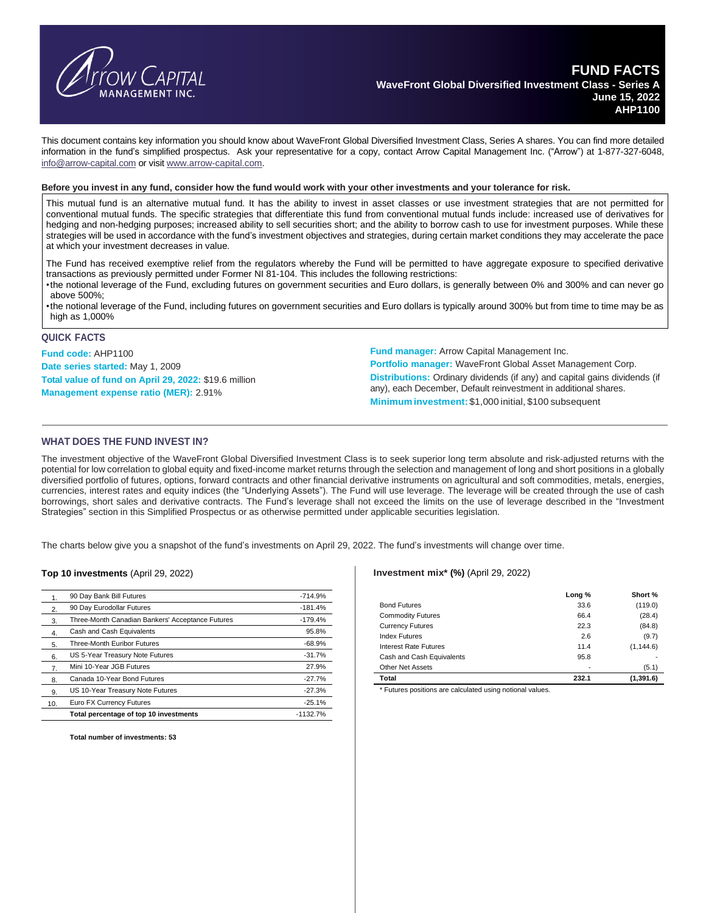# FUND FACTS

**WaveFront Global Diversified Investment Class - Series A**
**June 15, 2022**
**AHP1100**

This document contains key information you should know about WaveFront Global Diversified Investment Class, Series A shares. You can find more detailed information in the fund's simplified prospectus. Ask your representative for a copy, contact Arrow Capital Management Inc. ("Arrow") at 1-877-327-6048, info@arrow-capital.com or visit www.arrow-capital.com.

**Before you invest in any fund, consider how the fund would work with your other investments and your tolerance for risk.**

This mutual fund is an alternative mutual fund. It has the ability to invest in asset classes or use investment strategies that are not permitted for conventional mutual funds. The specific strategies that differentiate this fund from conventional mutual funds include: increased use of derivatives for hedging and non-hedging purposes; increased ability to sell securities short; and the ability to borrow cash to use for investment purposes. While these strategies will be used in accordance with the fund's investment objectives and strategies, during certain market conditions they may accelerate the pace at which your investment decreases in value.

The Fund has received exemptive relief from the regulators whereby the Fund will be permitted to have aggregate exposure to specified derivative transactions as previously permitted under Former NI 81-104. This includes the following restrictions:

- the notional leverage of the Fund, excluding futures on government securities and Euro dollars, is generally between 0% and 300% and can never go above 500%;
- the notional leverage of the Fund, including futures on government securities and Euro dollars is typically around 300% but from time to time may be as high as 1,000%

## QUICK FACTS

**Fund code:** AHP1100
**Date series started:** May 1, 2009
**Total value of fund on April 29, 2022:** $19.6 million
**Management expense ratio (MER):** 2.91%

**Fund manager:** Arrow Capital Management Inc.
**Portfolio manager:** WaveFront Global Asset Management Corp.
**Distributions:** Ordinary dividends (if any) and capital gains dividends (if any), each December, Default reinvestment in additional shares.
**Minimum investment:** $1,000 initial, $100 subsequent

## WHAT DOES THE FUND INVEST IN?

The investment objective of the WaveFront Global Diversified Investment Class is to seek superior long term absolute and risk-adjusted returns with the potential for low correlation to global equity and fixed-income market returns through the selection and management of long and short positions in a globally diversified portfolio of futures, options, forward contracts and other financial derivative instruments on agricultural and soft commodities, metals, energies, currencies, interest rates and equity indices (the "Underlying Assets"). The Fund will use leverage. The leverage will be created through the use of cash borrowings, short sales and derivative contracts. The Fund's leverage shall not exceed the limits on the use of leverage described in the "Investment Strategies" section in this Simplified Prospectus or as otherwise permitted under applicable securities legislation.

The charts below give you a snapshot of the fund's investments on April 29, 2022. The fund's investments will change over time.

**Top 10 investments** (April 29, 2022)

| | | |
|---|---|---|
| 1. | 90 Day Bank Bill Futures | -714.9% |
| 2. | 90 Day Eurodollar Futures | -181.4% |
| 3. | Three-Month Canadian Bankers' Acceptance Futures | -179.4% |
| 4. | Cash and Cash Equivalents | 95.8% |
| 5. | Three-Month Euribor Futures | -68.9% |
| 6. | US 5-Year Treasury Note Futures | -31.7% |
| 7. | Mini 10-Year JGB Futures | 27.9% |
| 8. | Canada 10-Year Bond Futures | -27.7% |
| 9. | US 10-Year Treasury Note Futures | -27.3% |
| 10. | Euro FX Currency Futures | -25.1% |
| | **Total percentage of top 10 investments** | -1132.7% |

**Total number of investments: 53**

**Investment mix* (%)** (April 29, 2022)

| | Long % | Short % |
|---|---|---|
| Bond Futures | 33.6 | (119.0) |
| Commodity Futures | 66.4 | (28.4) |
| Currency Futures | 22.3 | (84.8) |
| Index Futures | 2.6 | (9.7) |
| Interest Rate Futures | 11.4 | (1,144.6) |
| Cash and Cash Equivalents | 95.8 | - |
| Other Net Assets | - | (5.1) |
| **Total** | **232.1** | **(1,391.6)** |

* Futures positions are calculated using notional values.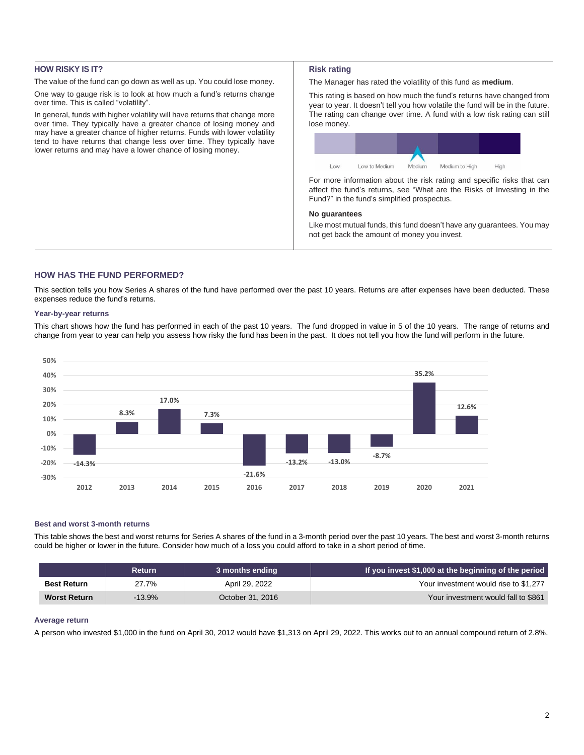## HOW RISKY IS IT?

The value of the fund can go down as well as up. You could lose money.

One way to gauge risk is to look at how much a fund's returns change over time. This is called "volatility".

In general, funds with higher volatility will have returns that change more over time. They typically have a greater chance of losing money and may have a greater chance of higher returns. Funds with lower volatility tend to have returns that change less over time. They typically have lower returns and may have a lower chance of losing money.

### Risk rating

The Manager has rated the volatility of this fund as **medium**.

This rating is based on how much the fund's returns have changed from year to year. It doesn't tell you how volatile the fund will be in the future. The rating can change over time. A fund with a low risk rating can still lose money.

Low | Low to Medium | **Medium** | Medium to High | High

For more information about the risk rating and specific risks that can affect the fund's returns, see "What are the Risks of Investing in the Fund?" in the fund's simplified prospectus.

#### No guarantees

Like most mutual funds, this fund doesn't have any guarantees. You may not get back the amount of money you invest.

## HOW HAS THE FUND PERFORMED?

This section tells you how Series A shares of the fund have performed over the past 10 years. Returns are after expenses have been deducted. These expenses reduce the fund's returns.

### Year-by-year returns

This chart shows how the fund has performed in each of the past 10 years. The fund dropped in value in 5 of the 10 years. The range of returns and change from year to year can help you assess how risky the fund has been in the past. It does not tell you how the fund will perform in the future.

| Year | 2012 | 2013 | 2014 | 2015 | 2016 | 2017 | 2018 | 2019 | 2020 | 2021 |
|---|---|---|---|---|---|---|---|---|---|---|
| Return | -14.3% | 8.3% | 17.0% | 7.3% | -21.6% | -13.2% | -13.0% | -8.7% | 35.2% | 12.6% |

### Best and worst 3-month returns

This table shows the best and worst returns for Series A shares of the fund in a 3-month period over the past 10 years. The best and worst 3-month returns could be higher or lower in the future. Consider how much of a loss you could afford to take in a short period of time.

| | Return | 3 months ending | If you invest $1,000 at the beginning of the period |
|---|---|---|---|
| **Best Return** | 27.7% | April 29, 2022 | Your investment would rise to $1,277 |
| **Worst Return** | -13.9% | October 31, 2016 | Your investment would fall to $861 |

### Average return

A person who invested $1,000 in the fund on April 30, 2012 would have $1,313 on April 29, 2022. This works out to an annual compound return of 2.8%.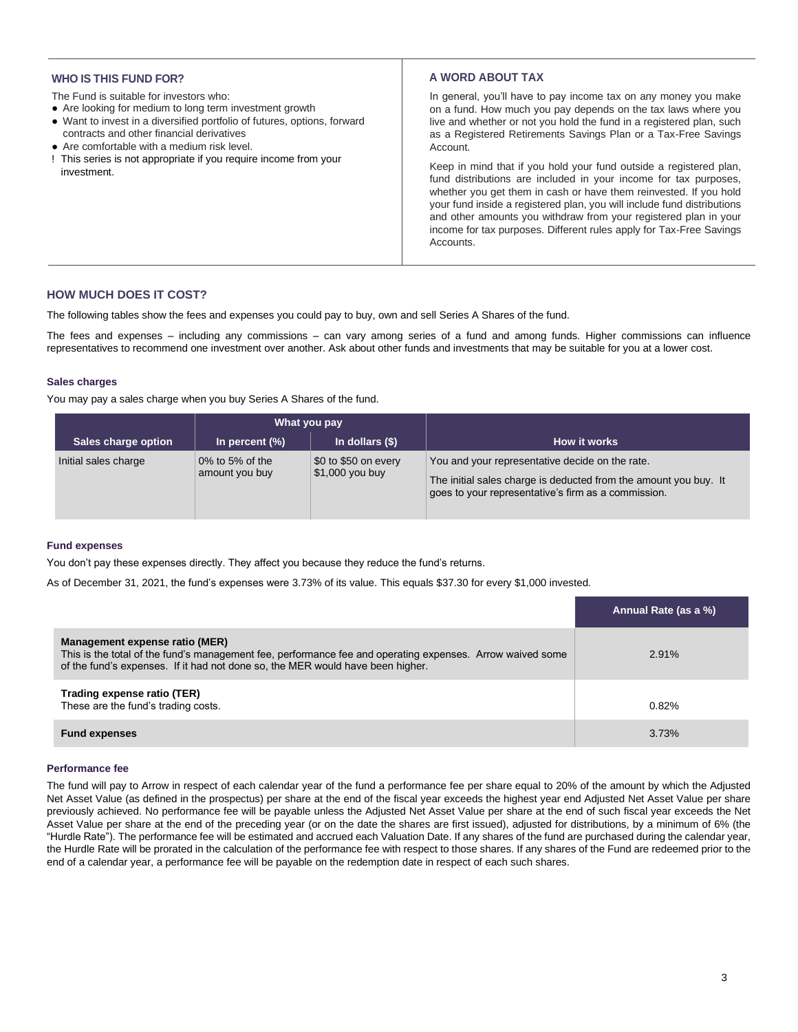## WHO IS THIS FUND FOR?

The Fund is suitable for investors who:

- Are looking for medium to long term investment growth
- Want to invest in a diversified portfolio of futures, options, forward contracts and other financial derivatives
- Are comfortable with a medium risk level.

! This series is not appropriate if you require income from your investment.

## A WORD ABOUT TAX

In general, you'll have to pay income tax on any money you make on a fund. How much you pay depends on the tax laws where you live and whether or not you hold the fund in a registered plan, such as a Registered Retirements Savings Plan or a Tax-Free Savings Account.

Keep in mind that if you hold your fund outside a registered plan, fund distributions are included in your income for tax purposes, whether you get them in cash or have them reinvested. If you hold your fund inside a registered plan, you will include fund distributions and other amounts you withdraw from your registered plan in your income for tax purposes. Different rules apply for Tax-Free Savings Accounts.

## HOW MUCH DOES IT COST?

The following tables show the fees and expenses you could pay to buy, own and sell Series A Shares of the fund.

The fees and expenses – including any commissions – can vary among series of a fund and among funds. Higher commissions can influence representatives to recommend one investment over another. Ask about other funds and investments that may be suitable for you at a lower cost.

### Sales charges

You may pay a sales charge when you buy Series A Shares of the fund.

| | What you pay | | |
|---|---|---|---|
| **Sales charge option** | **In percent (%)** | **In dollars ($)** | **How it works** |
| Initial sales charge | 0% to 5% of the amount you buy | $0 to $50 on every $1,000 you buy | You and your representative decide on the rate.<br><br>The initial sales charge is deducted from the amount you buy. It goes to your representative's firm as a commission. |

### Fund expenses

You don't pay these expenses directly. They affect you because they reduce the fund's returns.

As of December 31, 2021, the fund's expenses were 3.73% of its value. This equals $37.30 for every $1,000 invested.

| | Annual Rate (as a %) |
|---|---|
| **Management expense ratio (MER)**<br>This is the total of the fund's management fee, performance fee and operating expenses. Arrow waived some of the fund's expenses. If it had not done so, the MER would have been higher. | 2.91% |
| **Trading expense ratio (TER)**<br>These are the fund's trading costs. | 0.82% |
| **Fund expenses** | 3.73% |

### Performance fee

The fund will pay to Arrow in respect of each calendar year of the fund a performance fee per share equal to 20% of the amount by which the Adjusted Net Asset Value (as defined in the prospectus) per share at the end of the fiscal year exceeds the highest year end Adjusted Net Asset Value per share previously achieved. No performance fee will be payable unless the Adjusted Net Asset Value per share at the end of such fiscal year exceeds the Net Asset Value per share at the end of the preceding year (or on the date the shares are first issued), adjusted for distributions, by a minimum of 6% (the "Hurdle Rate"). The performance fee will be estimated and accrued each Valuation Date. If any shares of the fund are purchased during the calendar year, the Hurdle Rate will be prorated in the calculation of the performance fee with respect to those shares. If any shares of the Fund are redeemed prior to the end of a calendar year, a performance fee will be payable on the redemption date in respect of each such shares.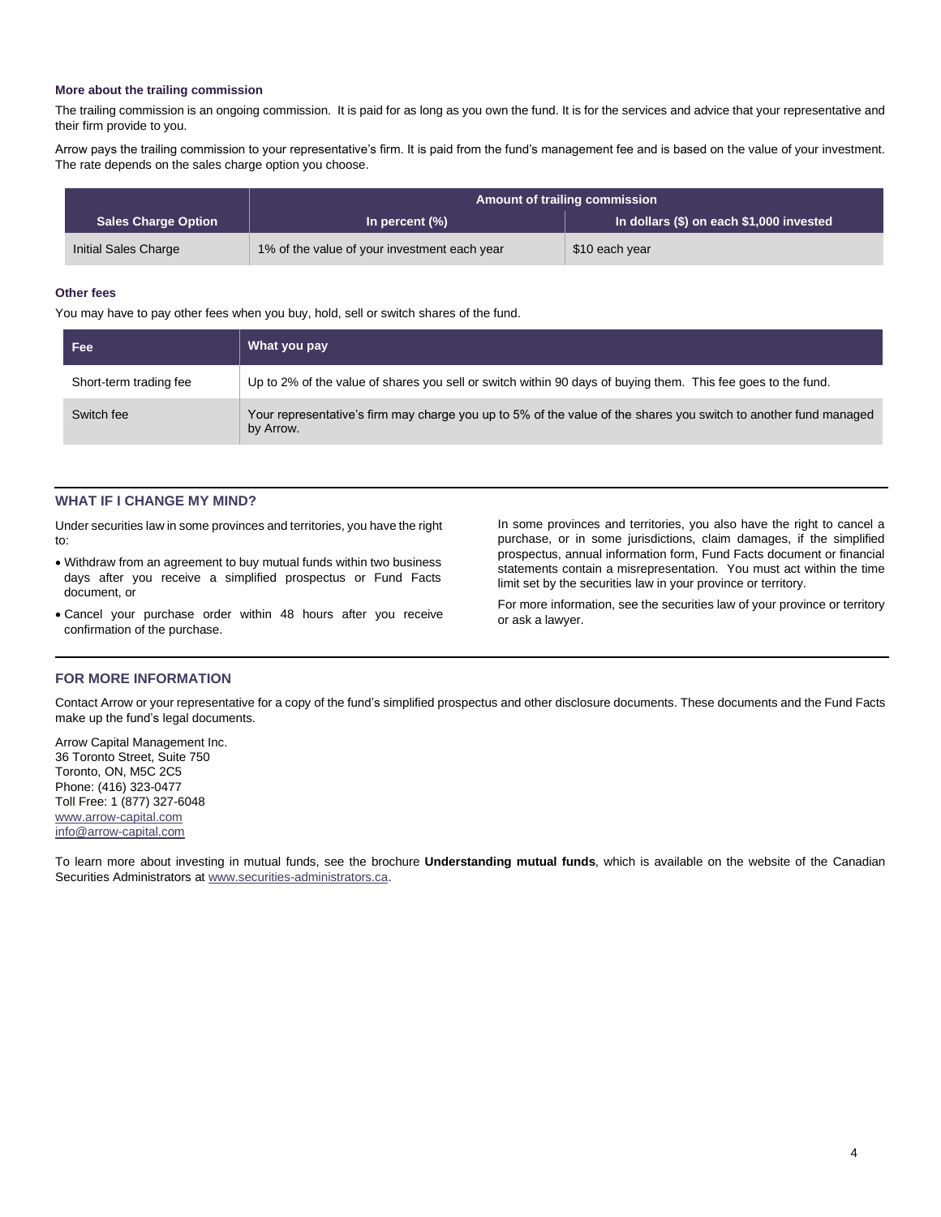### More about the trailing commission

The trailing commission is an ongoing commission. It is paid for as long as you own the fund. It is for the services and advice that your representative and their firm provide to you.

Arrow pays the trailing commission to your representative's firm. It is paid from the fund's management fee and is based on the value of your investment. The rate depends on the sales charge option you choose.

| | Amount of trailing commission | |
|---|---|---|
| **Sales Charge Option** | **In percent (%)** | **In dollars ($) on each $1,000 invested** |
| Initial Sales Charge | 1% of the value of your investment each year | $10 each year |

### Other fees

You may have to pay other fees when you buy, hold, sell or switch shares of the fund.

| Fee | What you pay |
|---|---|
| Short-term trading fee | Up to 2% of the value of shares you sell or switch within 90 days of buying them. This fee goes to the fund. |
| Switch fee | Your representative's firm may charge you up to 5% of the value of the shares you switch to another fund managed by Arrow. |

## WHAT IF I CHANGE MY MIND?

Under securities law in some provinces and territories, you have the right to:

- Withdraw from an agreement to buy mutual funds within two business days after you receive a simplified prospectus or Fund Facts document, or
- Cancel your purchase order within 48 hours after you receive confirmation of the purchase.

In some provinces and territories, you also have the right to cancel a purchase, or in some jurisdictions, claim damages, if the simplified prospectus, annual information form, Fund Facts document or financial statements contain a misrepresentation. You must act within the time limit set by the securities law in your province or territory.

For more information, see the securities law of your province or territory or ask a lawyer.

## FOR MORE INFORMATION

Contact Arrow or your representative for a copy of the fund's simplified prospectus and other disclosure documents. These documents and the Fund Facts make up the fund's legal documents.

Arrow Capital Management Inc.
36 Toronto Street, Suite 750
Toronto, ON, M5C 2C5
Phone: (416) 323-0477
Toll Free: 1 (877) 327-6048
www.arrow-capital.com
info@arrow-capital.com

To learn more about investing in mutual funds, see the brochure **Understanding mutual funds**, which is available on the website of the Canadian Securities Administrators at www.securities-administrators.ca.